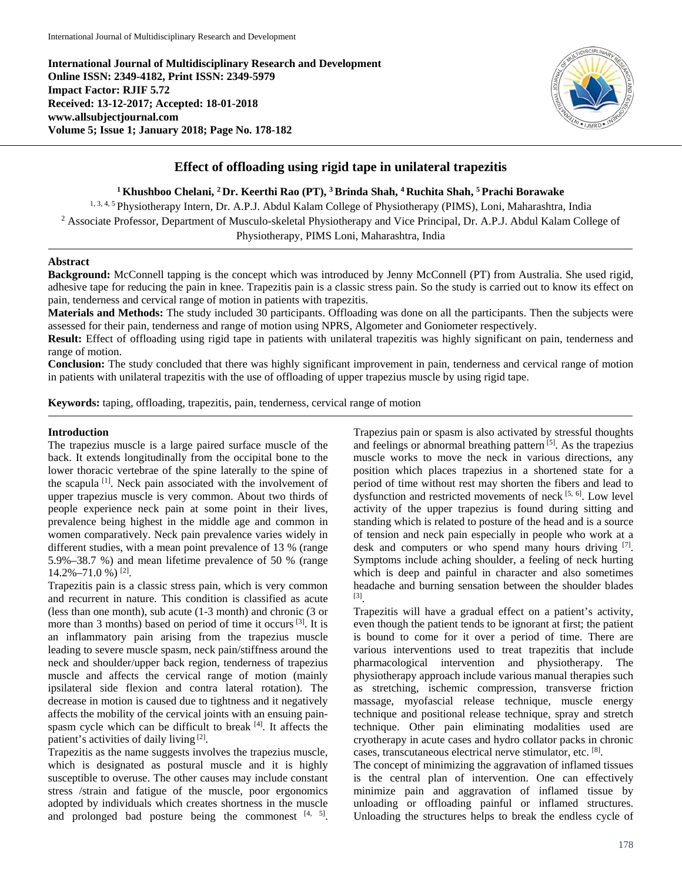International Journal of Multidisciplinary Research and Development
Online ISSN: 2349-4182, Print ISSN: 2349-5979
Impact Factor: RJIF 5.72
Received: 13-12-2017; Accepted: 18-01-2018
www.allsubjectjournal.com

# Effect of offloading using rigid tape in unilateral trapezitis

**[1] Khushboo Chelani, [2] Dr. Keerthi Rao (PT), [3] Brinda Shah, [4] Ruchita Shah, [5] Prachi Borawake**

[1, 3, 4, 5] Physiotherapy Intern, Dr. A.P.J. Abdul Kalam College of Physiotherapy (PIMS), Loni, Maharashtra, India

[2] Associate Professor, Department of Musculo-skeletal Physiotherapy and Vice Principal, Dr. A.P.J. Abdul Kalam College of Physiotherapy, PIMS Loni, Maharashtra, India

## Abstract

**Background:** McConnell tapping is the concept which was introduced by Jenny McConnell (PT) from Australia. She used rigid, adhesive tape for reducing the pain in knee. Trapezitis pain is a classic stress pain. So the study is carried out to know its effect on pain, tenderness and cervical range of motion in patients with trapezitis.

**Materials and Methods:** The study included 30 participants. Offloading was done on all the participants. Then the subjects were assessed for their pain, tenderness and range of motion using NPRS, Algometer and Goniometer respectively.

**Result:** Effect of offloading using rigid tape in patients with unilateral trapezitis was highly significant on pain, tenderness and range of motion.

**Conclusion:** The study concluded that there was highly significant improvement in pain, tenderness and cervical range of motion in patients with unilateral trapezitis with the use of offloading of upper trapezius muscle by using rigid tape.

**Keywords:** taping, offloading, trapezitis, pain, tenderness, cervical range of motion

## Introduction

The trapezius muscle is a large paired surface muscle of the back. It extends longitudinally from the occipital bone to the lower thoracic vertebrae of the spine laterally to the spine of the scapula [1]. Neck pain associated with the involvement of upper trapezius muscle is very common. About two thirds of people experience neck pain at some point in their lives, prevalence being highest in the middle age and common in women comparatively. Neck pain prevalence varies widely in different studies, with a mean point prevalence of 13 % (range 5.9%–38.7 %) and mean lifetime prevalence of 50 % (range 14.2%–71.0 %) [2].

Trapezitis pain is a classic stress pain, which is very common and recurrent in nature. This condition is classified as acute (less than one month), sub acute (1-3 month) and chronic (3 or more than 3 months) based on period of time it occurs [3]. It is an inflammatory pain arising from the trapezius muscle leading to severe muscle spasm, neck pain/stiffness around the neck and shoulder/upper back region, tenderness of trapezius muscle and affects the cervical range of motion (mainly ipsilateral side flexion and contra lateral rotation). The decrease in motion is caused due to tightness and it negatively affects the mobility of the cervical joints with an ensuing pain-spasm cycle which can be difficult to break [4]. It affects the patient's activities of daily living [2].

Trapezitis as the name suggests involves the trapezius muscle, which is designated as postural muscle and it is highly susceptible to overuse. The other causes may include constant stress /strain and fatigue of the muscle, poor ergonomics adopted by individuals which creates shortness in the muscle and prolonged bad posture being the commonest [4, 5]. Trapezius pain or spasm is also activated by stressful thoughts and feelings or abnormal breathing pattern [5]. As the trapezius muscle works to move the neck in various directions, any position which places trapezius in a shortened state for a period of time without rest may shorten the fibers and lead to dysfunction and restricted movements of neck [5, 6]. Low level activity of the upper trapezius is found during sitting and standing which is related to posture of the head and is a source of tension and neck pain especially in people who work at a desk and computers or who spend many hours driving [7]. Symptoms include aching shoulder, a feeling of neck hurting which is deep and painful in character and also sometimes headache and burning sensation between the shoulder blades [3].

Trapezitis will have a gradual effect on a patient's activity, even though the patient tends to be ignorant at first; the patient is bound to come for it over a period of time. There are various interventions used to treat trapezitis that include pharmacological intervention and physiotherapy. The physiotherapy approach include various manual therapies such as stretching, ischemic compression, transverse friction massage, myofascial release technique, muscle energy technique and positional release technique, spray and stretch technique. Other pain eliminating modalities used are cryotherapy in acute cases and hydro collator packs in chronic cases, transcutaneous electrical nerve stimulator, etc. [8].

The concept of minimizing the aggravation of inflamed tissues is the central plan of intervention. One can effectively minimize pain and aggravation of inflamed tissue by unloading or offloading painful or inflamed structures. Unloading the structures helps to break the endless cycle of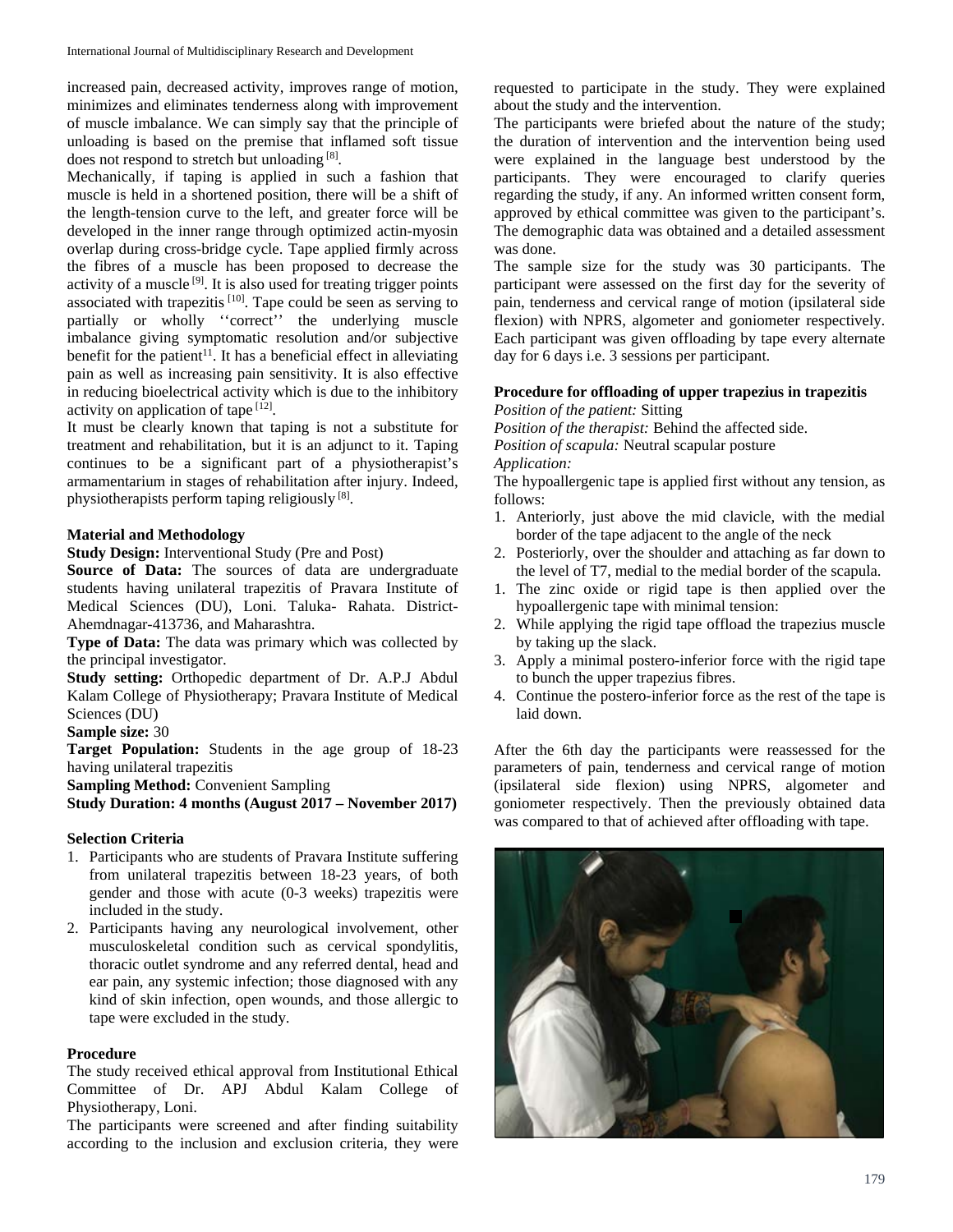increased pain, decreased activity, improves range of motion, minimizes and eliminates tenderness along with improvement of muscle imbalance. We can simply say that the principle of unloading is based on the premise that inflamed soft tissue does not respond to stretch but unloading [8].

Mechanically, if taping is applied in such a fashion that muscle is held in a shortened position, there will be a shift of the length-tension curve to the left, and greater force will be developed in the inner range through optimized actin-myosin overlap during cross-bridge cycle. Tape applied firmly across the fibres of a muscle has been proposed to decrease the activity of a muscle [9]. It is also used for treating trigger points associated with trapezitis [10]. Tape could be seen as serving to partially or wholly ''correct'' the underlying muscle imbalance giving symptomatic resolution and/or subjective benefit for the patient[11]. It has a beneficial effect in alleviating pain as well as increasing pain sensitivity. It is also effective in reducing bioelectrical activity which is due to the inhibitory activity on application of tape [12].

It must be clearly known that taping is not a substitute for treatment and rehabilitation, but it is an adjunct to it. Taping continues to be a significant part of a physiotherapist's armamentarium in stages of rehabilitation after injury. Indeed, physiotherapists perform taping religiously [8].

### Material and Methodology

**Study Design:** Interventional Study (Pre and Post)

**Source of Data:** The sources of data are undergraduate students having unilateral trapezitis of Pravara Institute of Medical Sciences (DU), Loni. Taluka- Rahata. District- Ahemdnagar-413736, and Maharashtra.

**Type of Data:** The data was primary which was collected by the principal investigator.

**Study setting:** Orthopedic department of Dr. A.P.J Abdul Kalam College of Physiotherapy; Pravara Institute of Medical Sciences (DU)

**Sample size:** 30

**Target Population:** Students in the age group of 18-23 having unilateral trapezitis

**Sampling Method:** Convenient Sampling

**Study Duration: 4 months (August 2017 – November 2017)**

### Selection Criteria

1. Participants who are students of Pravara Institute suffering from unilateral trapezitis between 18-23 years, of both gender and those with acute (0-3 weeks) trapezitis were included in the study.
2. Participants having any neurological involvement, other musculoskeletal condition such as cervical spondylitis, thoracic outlet syndrome and any referred dental, head and ear pain, any systemic infection; those diagnosed with any kind of skin infection, open wounds, and those allergic to tape were excluded in the study.

### Procedure

The study received ethical approval from Institutional Ethical Committee of Dr. APJ Abdul Kalam College of Physiotherapy, Loni.

The participants were screened and after finding suitability according to the inclusion and exclusion criteria, they were requested to participate in the study. They were explained about the study and the intervention.

The participants were briefed about the nature of the study; the duration of intervention and the intervention being used were explained in the language best understood by the participants. They were encouraged to clarify queries regarding the study, if any. An informed written consent form, approved by ethical committee was given to the participant's. The demographic data was obtained and a detailed assessment was done.

The sample size for the study was 30 participants. The participant were assessed on the first day for the severity of pain, tenderness and cervical range of motion (ipsilateral side flexion) with NPRS, algometer and goniometer respectively. Each participant was given offloading by tape every alternate day for 6 days i.e. 3 sessions per participant.

### Procedure for offloading of upper trapezius in trapezitis

*Position of the patient:* Sitting

*Position of the therapist:* Behind the affected side.

*Position of scapula:* Neutral scapular posture

*Application:*

The hypoallergenic tape is applied first without any tension, as follows:

1. Anteriorly, just above the mid clavicle, with the medial border of the tape adjacent to the angle of the neck
2. Posteriorly, over the shoulder and attaching as far down to the level of T7, medial to the medial border of the scapula.

1. The zinc oxide or rigid tape is then applied over the hypoallergenic tape with minimal tension:
2. While applying the rigid tape offload the trapezius muscle by taking up the slack.
3. Apply a minimal postero-inferior force with the rigid tape to bunch the upper trapezius fibres.
4. Continue the postero-inferior force as the rest of the tape is laid down.

After the 6th day the participants were reassessed for the parameters of pain, tenderness and cervical range of motion (ipsilateral side flexion) using NPRS, algometer and goniometer respectively. Then the previously obtained data was compared to that of achieved after offloading with tape.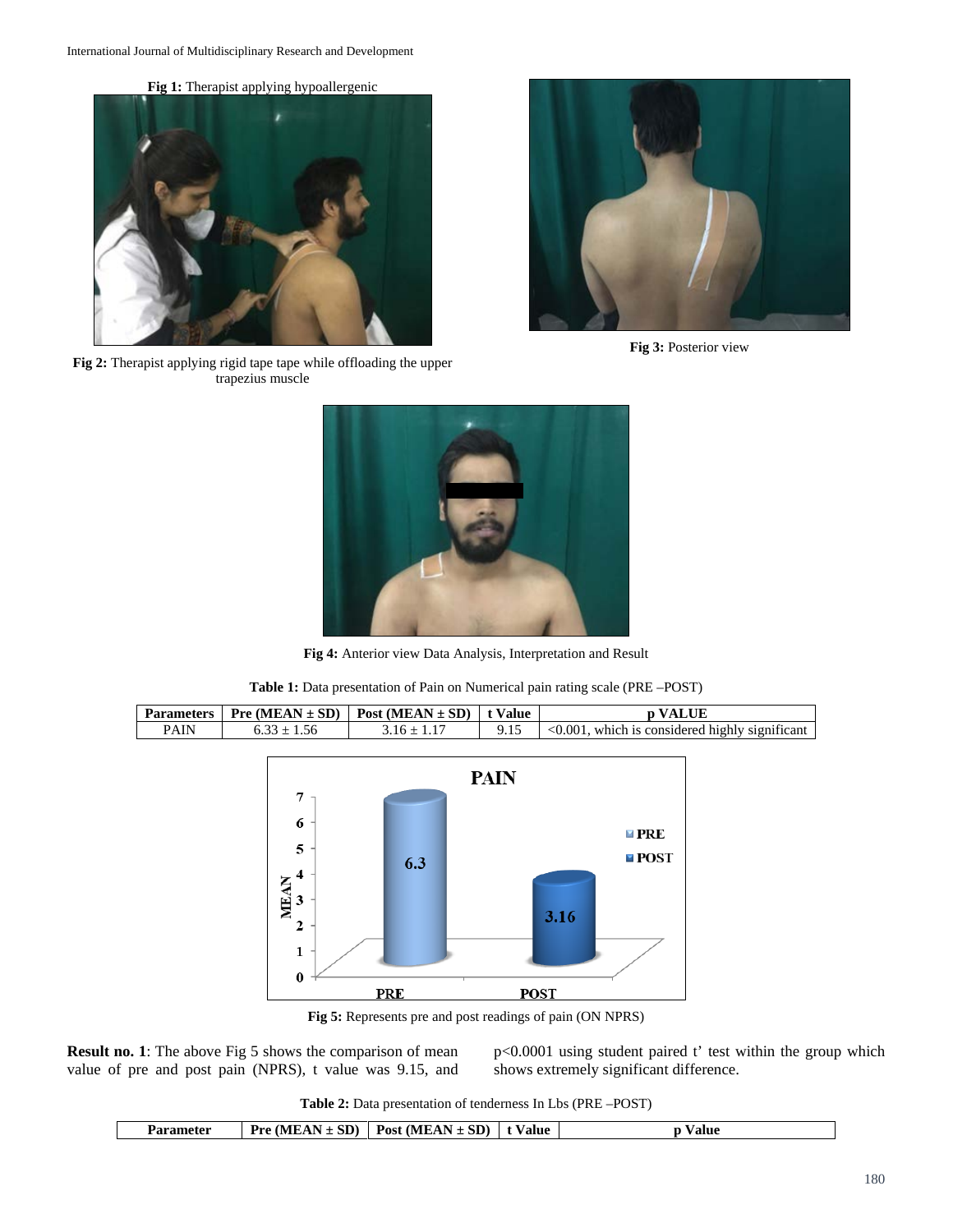**Fig 1:** Therapist applying hypoallergenic

**Fig 2:** Therapist applying rigid tape tape while offloading the upper trapezius muscle

**Fig 3:** Posterior view

**Fig 4:** Anterior view Data Analysis, Interpretation and Result

**Table 1:** Data presentation of Pain on Numerical pain rating scale (PRE –POST)

| Parameters | Pre (MEAN ± SD) | Post (MEAN ± SD) | t Value | p VALUE |
|---|---|---|---|---|
| PAIN | 6.33 ± 1.56 | 3.16 ± 1.17 | 9.15 | <0.001, which is considered highly significant |

**Fig 5:** Represents pre and post readings of pain (ON NPRS)

**Result no. 1**: The above Fig 5 shows the comparison of mean value of pre and post pain (NPRS), t value was 9.15, and $p<0.0001$ using student paired t' test within the group which shows extremely significant difference.

**Table 2:** Data presentation of tenderness In Lbs (PRE –POST)

| Parameter | Pre (MEAN ± SD) | Post (MEAN ± SD) | t Value | p Value |
|---|---|---|---|---|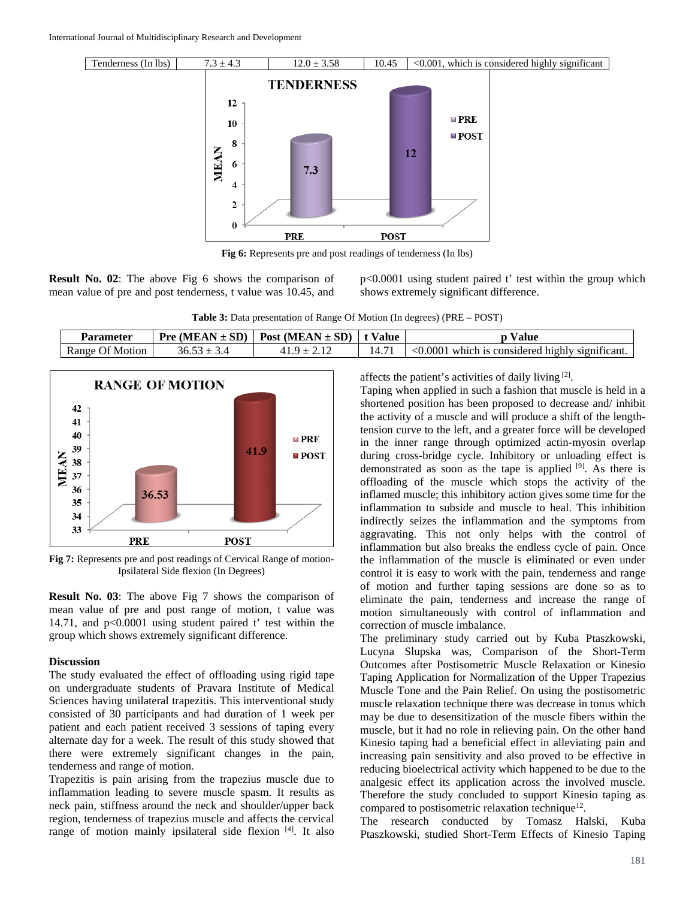| Tenderness (In lbs) | 7.3 ± 4.3 | 12.0 ± 3.58 | 10.45 | <0.001, which is considered highly significant |
|---|---|---|---|---|

**Fig 6:** Represents pre and post readings of tenderness (In lbs)

**Result No. 02**: The above Fig 6 shows the comparison of mean value of pre and post tenderness, t value was 10.45, and p<0.0001 using student paired t' test within the group which shows extremely significant difference.

**Table 3:** Data presentation of Range Of Motion (In degrees) (PRE – POST)

| Parameter | Pre (MEAN ± SD) | Post (MEAN ± SD) | t Value | p Value |
|---|---|---|---|---|
| Range Of Motion | 36.53 ± 3.4 | 41.9 ± 2.12 | 14.71 | <0.0001 which is considered highly significant. |

**Fig 7:** Represents pre and post readings of Cervical Range of motion-Ipsilateral Side flexion (In Degrees)

**Result No. 03**: The above Fig 7 shows the comparison of mean value of pre and post range of motion, t value was 14.71, and p<0.0001 using student paired t' test within the group which shows extremely significant difference.

**Discussion**

The study evaluated the effect of offloading using rigid tape on undergraduate students of Pravara Institute of Medical Sciences having unilateral trapezitis. This interventional study consisted of 30 participants and had duration of 1 week per patient and each patient received 3 sessions of taping every alternate day for a week. The result of this study showed that there were extremely significant changes in the pain, tenderness and range of motion.

Trapezitis is pain arising from the trapezius muscle due to inflammation leading to severe muscle spasm. It results as neck pain, stiffness around the neck and shoulder/upper back region, tenderness of trapezius muscle and affects the cervical range of motion mainly ipsilateral side flexion [4]. It also affects the patient's activities of daily living [2].

Taping when applied in such a fashion that muscle is held in a shortened position has been proposed to decrease and/ inhibit the activity of a muscle and will produce a shift of the length-tension curve to the left, and a greater force will be developed in the inner range through optimized actin-myosin overlap during cross-bridge cycle. Inhibitory or unloading effect is demonstrated as soon as the tape is applied [9]. As there is offloading of the muscle which stops the activity of the inflamed muscle; this inhibitory action gives some time for the inflammation to subside and muscle to heal. This inhibition indirectly seizes the inflammation and the symptoms from aggravating. This not only helps with the control of inflammation but also breaks the endless cycle of pain. Once the inflammation of the muscle is eliminated or even under control it is easy to work with the pain, tenderness and range of motion and further taping sessions are done so as to eliminate the pain, tenderness and increase the range of motion simultaneously with control of inflammation and correction of muscle imbalance.

The preliminary study carried out by Kuba Ptaszkowski, Lucyna Slupska was, Comparison of the Short-Term Outcomes after Postisometric Muscle Relaxation or Kinesio Taping Application for Normalization of the Upper Trapezius Muscle Tone and the Pain Relief. On using the postisometric muscle relaxation technique there was decrease in tonus which may be due to desensitization of the muscle fibers within the muscle, but it had no role in relieving pain. On the other hand Kinesio taping had a beneficial effect in alleviating pain and increasing pain sensitivity and also proved to be effective in reducing bioelectrical activity which happened to be due to the analgesic effect its application across the involved muscle. Therefore the study concluded to support Kinesio taping as compared to postisometric relaxation technique[12].

The research conducted by Tomasz Halski, Kuba Ptaszkowski, studied Short-Term Effects of Kinesio Taping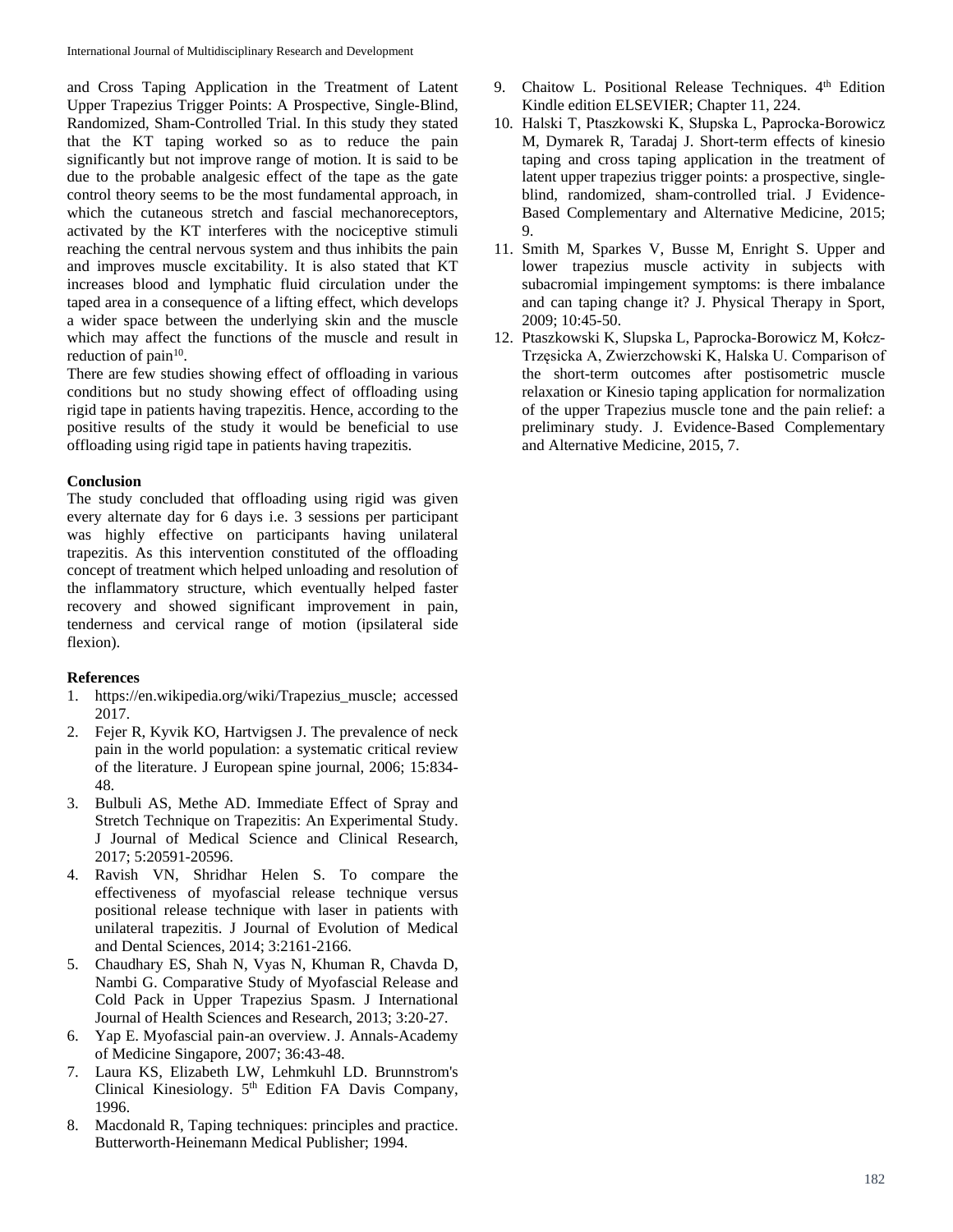and Cross Taping Application in the Treatment of Latent Upper Trapezius Trigger Points: A Prospective, Single-Blind, Randomized, Sham-Controlled Trial. In this study they stated that the KT taping worked so as to reduce the pain significantly but not improve range of motion. It is said to be due to the probable analgesic effect of the tape as the gate control theory seems to be the most fundamental approach, in which the cutaneous stretch and fascial mechanoreceptors, activated by the KT interferes with the nociceptive stimuli reaching the central nervous system and thus inhibits the pain and improves muscle excitability. It is also stated that KT increases blood and lymphatic fluid circulation under the taped area in a consequence of a lifting effect, which develops a wider space between the underlying skin and the muscle which may affect the functions of the muscle and result in reduction of pain[10].

There are few studies showing effect of offloading in various conditions but no study showing effect of offloading using rigid tape in patients having trapezitis. Hence, according to the positive results of the study it would be beneficial to use offloading using rigid tape in patients having trapezitis.

**Conclusion**

The study concluded that offloading using rigid was given every alternate day for 6 days i.e. 3 sessions per participant was highly effective on participants having unilateral trapezitis. As this intervention constituted of the offloading concept of treatment which helped unloading and resolution of the inflammatory structure, which eventually helped faster recovery and showed significant improvement in pain, tenderness and cervical range of motion (ipsilateral side flexion).

**References**

1. https://en.wikipedia.org/wiki/Trapezius_muscle; accessed 2017.
2. Fejer R, Kyvik KO, Hartvigsen J. The prevalence of neck pain in the world population: a systematic critical review of the literature. J European spine journal, 2006; 15:834-48.
3. Bulbuli AS, Methe AD. Immediate Effect of Spray and Stretch Technique on Trapezitis: An Experimental Study. J Journal of Medical Science and Clinical Research, 2017; 5:20591-20596.
4. Ravish VN, Shridhar Helen S. To compare the effectiveness of myofascial release technique versus positional release technique with laser in patients with unilateral trapezitis. J Journal of Evolution of Medical and Dental Sciences, 2014; 3:2161-2166.
5. Chaudhary ES, Shah N, Vyas N, Khuman R, Chavda D, Nambi G. Comparative Study of Myofascial Release and Cold Pack in Upper Trapezius Spasm. J International Journal of Health Sciences and Research, 2013; 3:20-27.
6. Yap E. Myofascial pain-an overview. J. Annals-Academy of Medicine Singapore, 2007; 36:43-48.
7. Laura KS, Elizabeth LW, Lehmkuhl LD. Brunnstrom's Clinical Kinesiology. 5th Edition FA Davis Company, 1996.
8. Macdonald R, Taping techniques: principles and practice. Butterworth-Heinemann Medical Publisher; 1994.
9. Chaitow L. Positional Release Techniques. 4th Edition Kindle edition ELSEVIER; Chapter 11, 224.
10. Halski T, Ptaszkowski K, Słupska L, Paprocka-Borowicz M, Dymarek R, Taradaj J. Short-term effects of kinesio taping and cross taping application in the treatment of latent upper trapezius trigger points: a prospective, single-blind, randomized, sham-controlled trial. J Evidence-Based Complementary and Alternative Medicine, 2015; 9.
11. Smith M, Sparkes V, Busse M, Enright S. Upper and lower trapezius muscle activity in subjects with subacromial impingement symptoms: is there imbalance and can taping change it? J. Physical Therapy in Sport, 2009; 10:45-50.
12. Ptaszkowski K, Slupska L, Paprocka-Borowicz M, Kołcz-Trzęsicka A, Zwierzchowski K, Halska U. Comparison of the short-term outcomes after postisometric muscle relaxation or Kinesio taping application for normalization of the upper Trapezius muscle tone and the pain relief: a preliminary study. J. Evidence-Based Complementary and Alternative Medicine, 2015, 7.